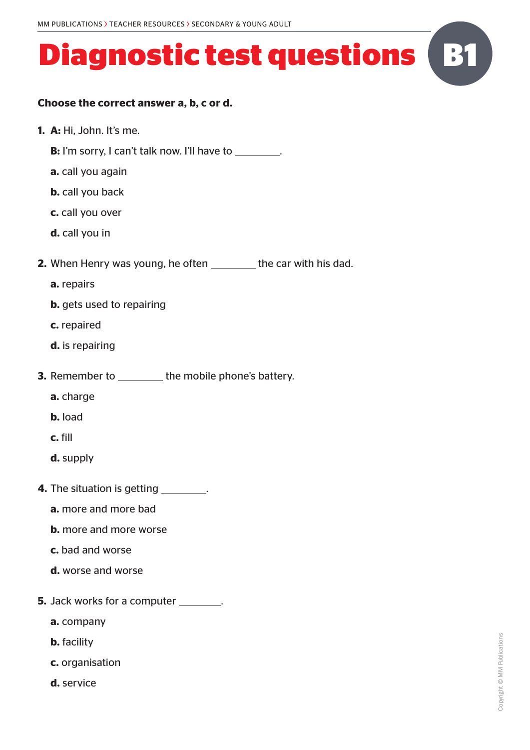# Diagnostic test questions B1

**Choose the correct answer a, b, c or d.**

1. **A:** Hi, John. It's me.

   **B:** I'm sorry, I can't talk now. I'll have to ________.

   **a.** call you again

   **b.** call you back

   **c.** call you over

   **d.** call you in

2. When Henry was young, he often ________ the car with his dad.

   **a.** repairs

   **b.** gets used to repairing

   **c.** repaired

   **d.** is repairing

3. Remember to ________ the mobile phone's battery.

   **a.** charge

   **b.** load

   **c.** fill

   **d.** supply

4. The situation is getting ________.

   **a.** more and more bad

   **b.** more and more worse

   **c.** bad and worse

   **d.** worse and worse

5. Jack works for a computer ________.

   **a.** company

   **b.** facility

   **c.** organisation

   **d.** service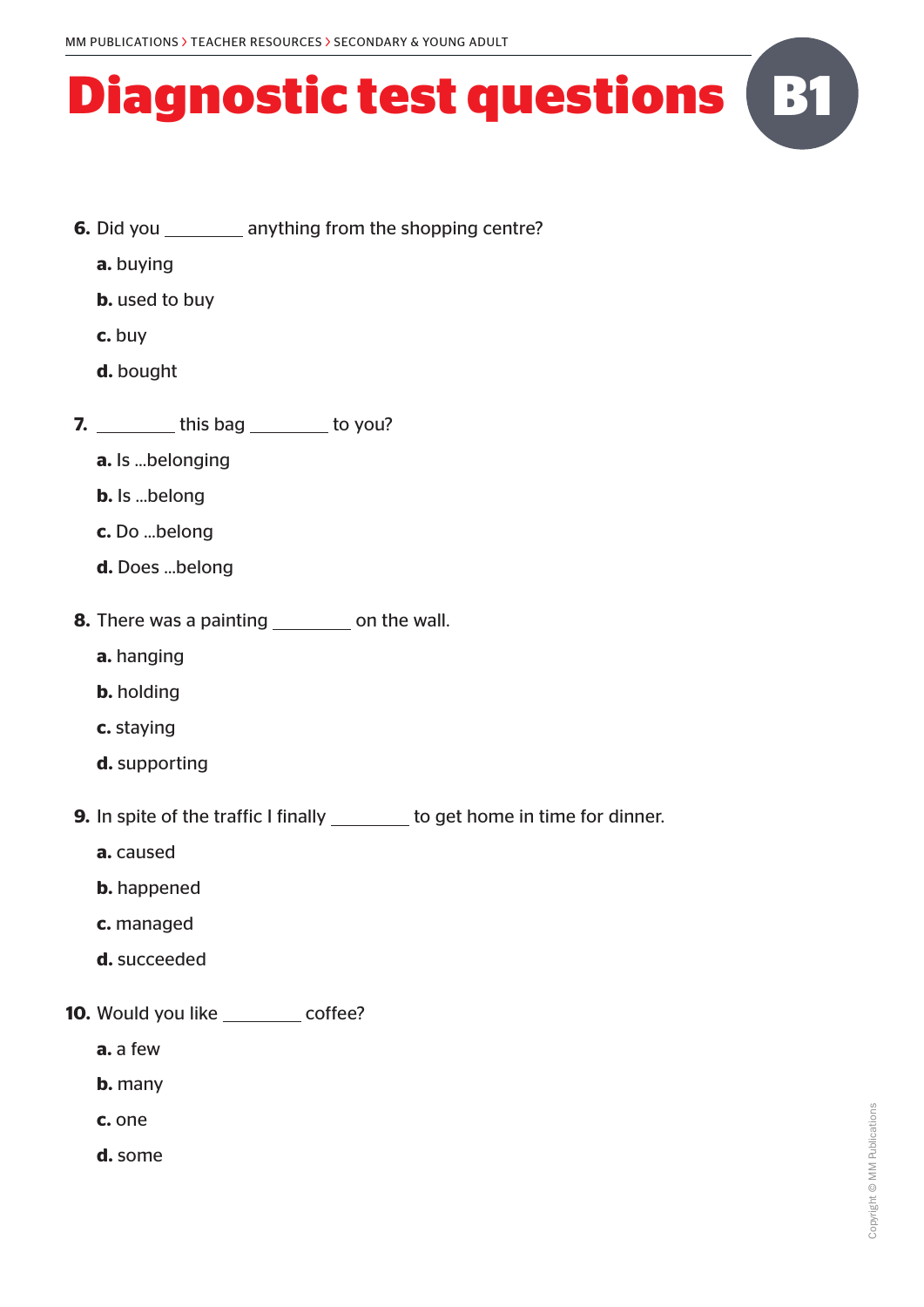# Diagnostic test questions B1

**6.** Did you ________ anything from the shopping centre?

**a.** buying

**b.** used to buy

**c.** buy

**d.** bought

**7.** ________ this bag ________ to you?

**a.** Is ...belonging

**b.** Is ...belong

**c.** Do ...belong

**d.** Does ...belong

**8.** There was a painting ________ on the wall.

**a.** hanging

**b.** holding

**c.** staying

**d.** supporting

**9.** In spite of the traffic I finally ________ to get home in time for dinner.

**a.** caused

**b.** happened

**c.** managed

**d.** succeeded

**10.** Would you like ________ coffee?

**a.** a few

**b.** many

**c.** one

**d.** some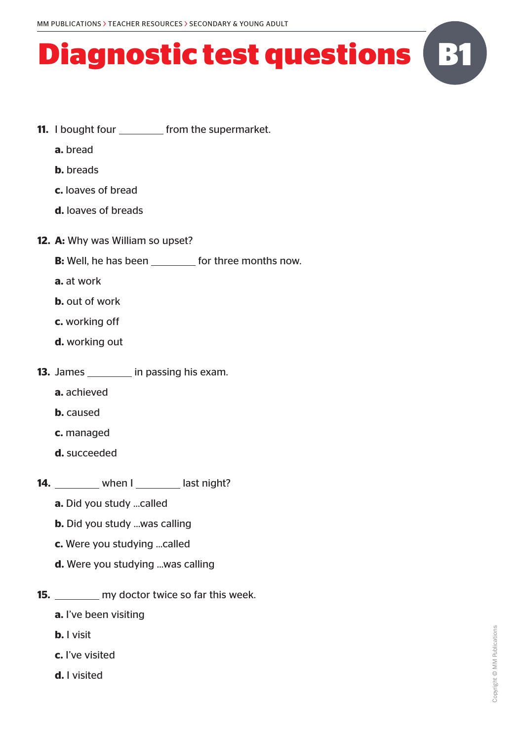# Diagnostic test questions B1

**11.** I bought four ________ from the supermarket.

**a.** bread

**b.** breads

**c.** loaves of bread

**d.** loaves of breads

**12.** **A:** Why was William so upset?

**B:** Well, he has been ________ for three months now.

**a.** at work

**b.** out of work

**c.** working off

**d.** working out

**13.** James ________ in passing his exam.

**a.** achieved

**b.** caused

**c.** managed

**d.** succeeded

**14.** ________ when I ________ last night?

**a.** Did you study ...called

**b.** Did you study ...was calling

**c.** Were you studying ...called

**d.** Were you studying ...was calling

**15.** ________ my doctor twice so far this week.

**a.** I've been visiting

**b.** I visit

**c.** I've visited

**d.** I visited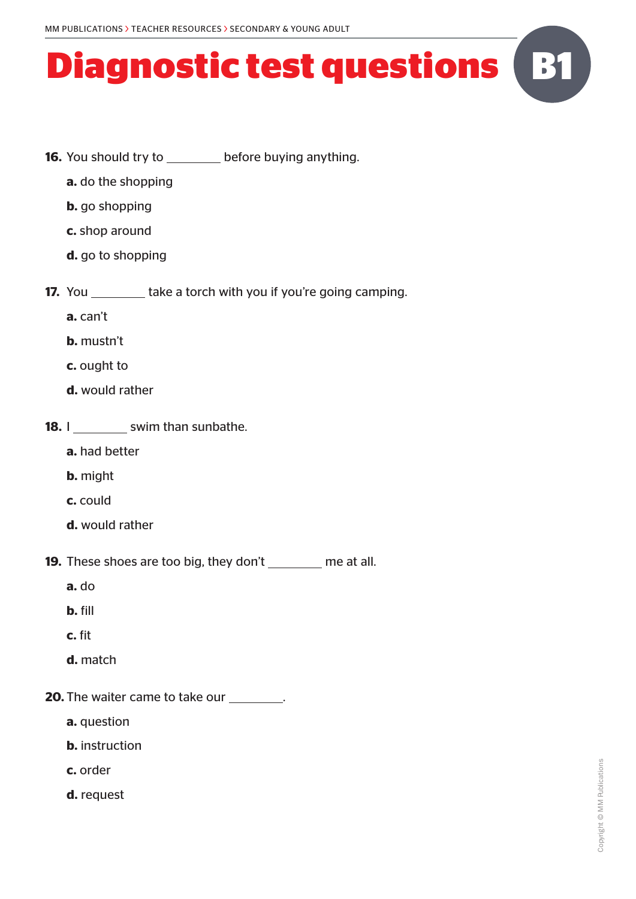# Diagnostic test questions B1

**16.** You should try to ________ before buying anything.

**a.** do the shopping

**b.** go shopping

**c.** shop around

**d.** go to shopping

**17.** You ________ take a torch with you if you're going camping.

**a.** can't

**b.** mustn't

**c.** ought to

**d.** would rather

**18.** I ________ swim than sunbathe.

**a.** had better

**b.** might

**c.** could

**d.** would rather

**19.** These shoes are too big, they don't ________ me at all.

**a.** do

**b.** fill

**c.** fit

**d.** match

**20.** The waiter came to take our ________.

**a.** question

**b.** instruction

**c.** order

**d.** request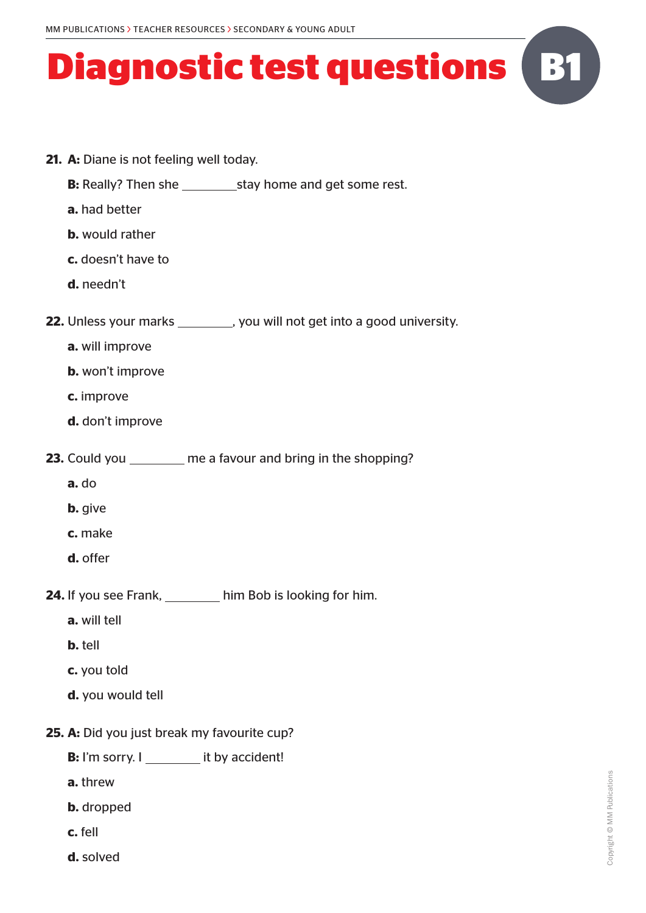# Diagnostic test questions B1

**21. A:** Diane is not feeling well today.

**B:** Really? Then she ________stay home and get some rest.

**a.** had better

**b.** would rather

**c.** doesn't have to

**d.** needn't

**22.** Unless your marks ________, you will not get into a good university.

**a.** will improve

**b.** won't improve

**c.** improve

**d.** don't improve

**23.** Could you ________ me a favour and bring in the shopping?

**a.** do

**b.** give

**c.** make

**d.** offer

**24.** If you see Frank, ________ him Bob is looking for him.

**a.** will tell

**b.** tell

**c.** you told

**d.** you would tell

**25. A:** Did you just break my favourite cup?

**B:** I'm sorry. I ________ it by accident!

**a.** threw

**b.** dropped

**c.** fell

**d.** solved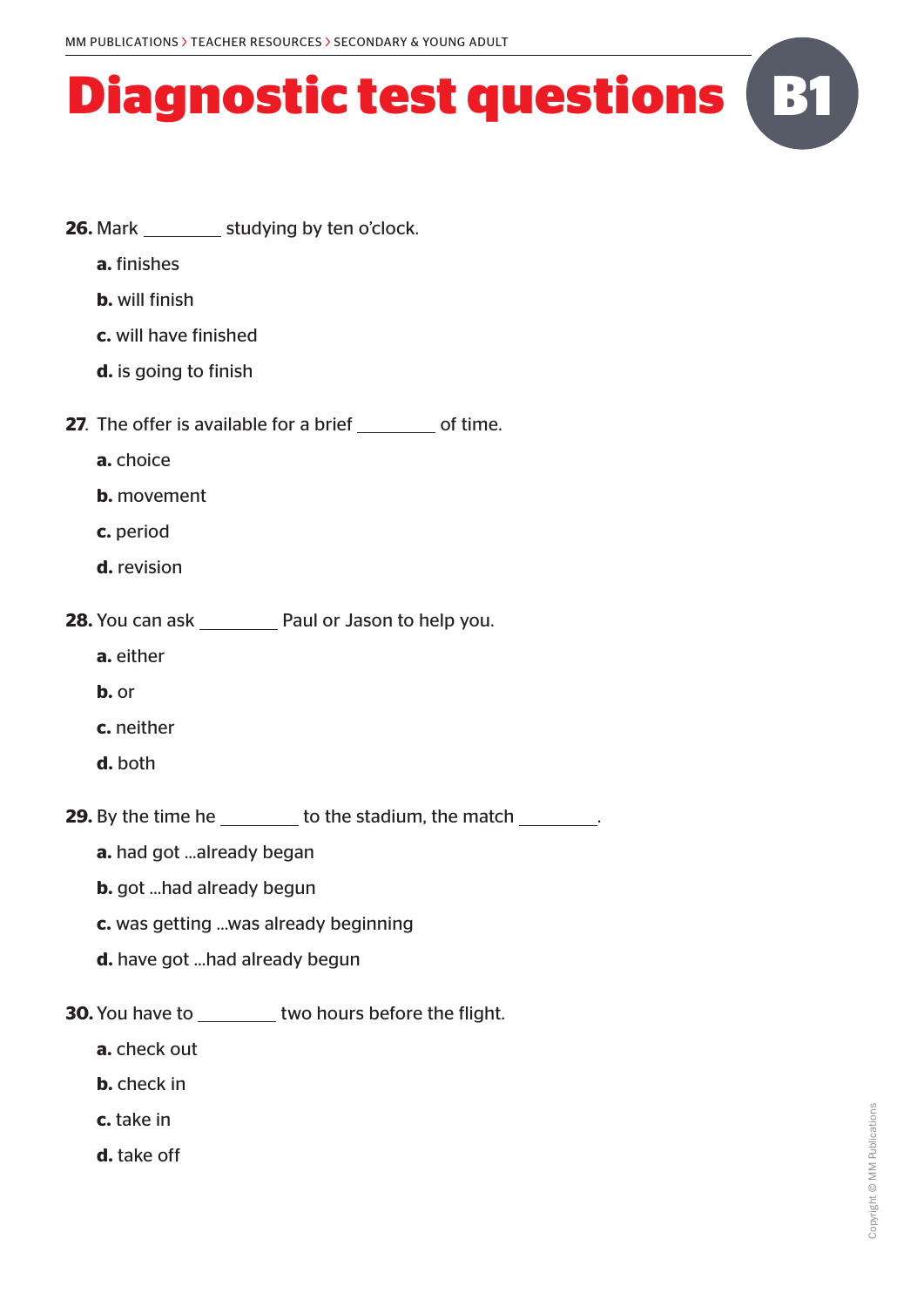# Diagnostic test questions B1

**26.** Mark ________ studying by ten o'clock.

**a.** finishes

**b.** will finish

**c.** will have finished

**d.** is going to finish

**27**. The offer is available for a brief ________ of time.

**a.** choice

**b.** movement

**c.** period

**d.** revision

**28.** You can ask ________ Paul or Jason to help you.

**a.** either

**b.** or

**c.** neither

**d.** both

**29.** By the time he ________ to the stadium, the match ________.

**a.** had got ...already began

**b.** got ...had already begun

**c.** was getting ...was already beginning

**d.** have got ...had already begun

**30.** You have to ________ two hours before the flight.

**a.** check out

**b.** check in

**c.** take in

**d.** take off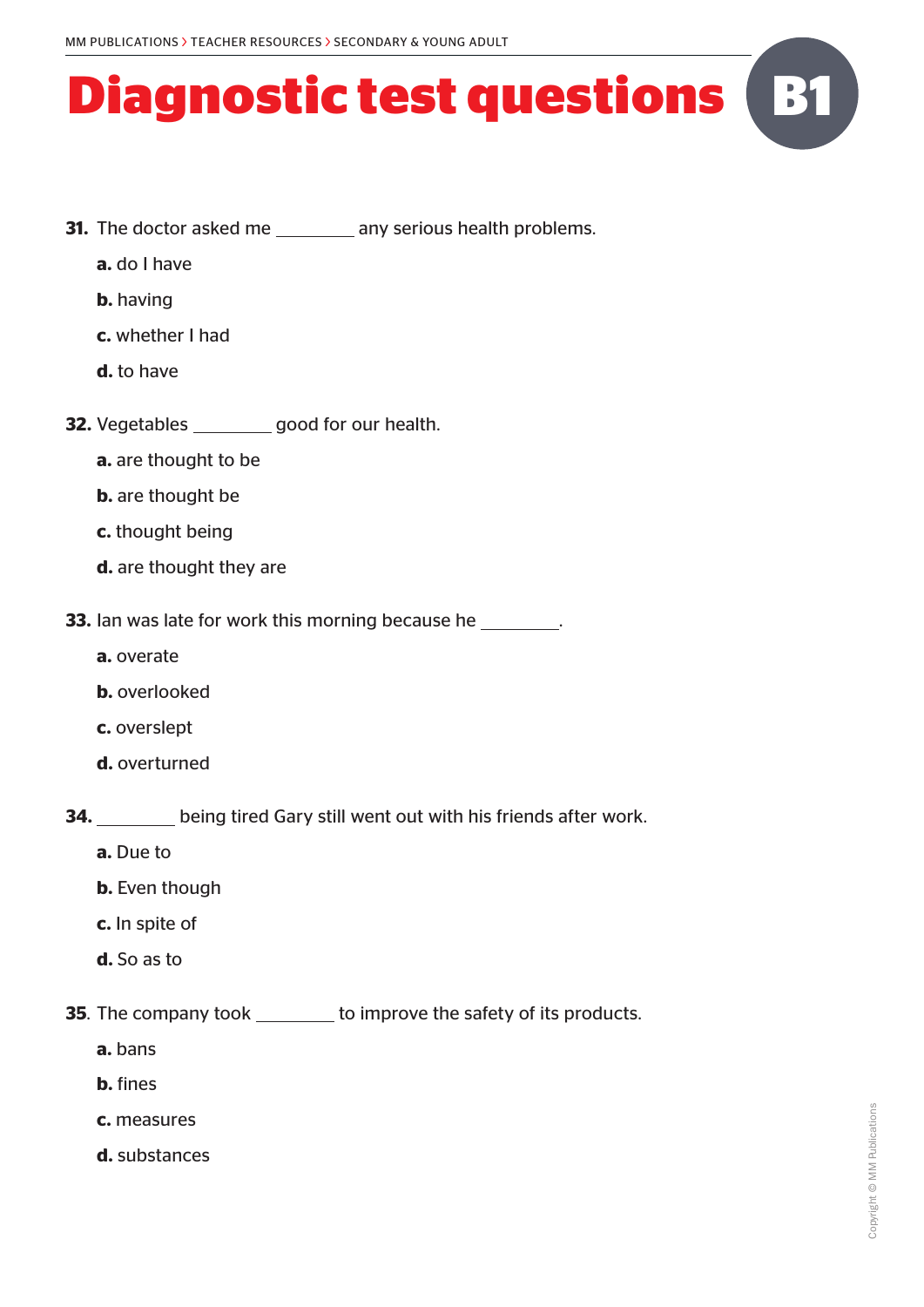# Diagnostic test questions

B1

**31.** The doctor asked me ________ any serious health problems.

**a.** do I have

**b.** having

**c.** whether I had

**d.** to have

**32.** Vegetables ________ good for our health.

**a.** are thought to be

**b.** are thought be

**c.** thought being

**d.** are thought they are

**33.** Ian was late for work this morning because he ________.

**a.** overate

**b.** overlooked

**c.** overslept

**d.** overturned

**34.** ________ being tired Gary still went out with his friends after work.

**a.** Due to

**b.** Even though

**c.** In spite of

**d.** So as to

**35**. The company took ________ to improve the safety of its products.

**a.** bans

**b.** fines

**c.** measures

**d.** substances

Copyright © MM Publications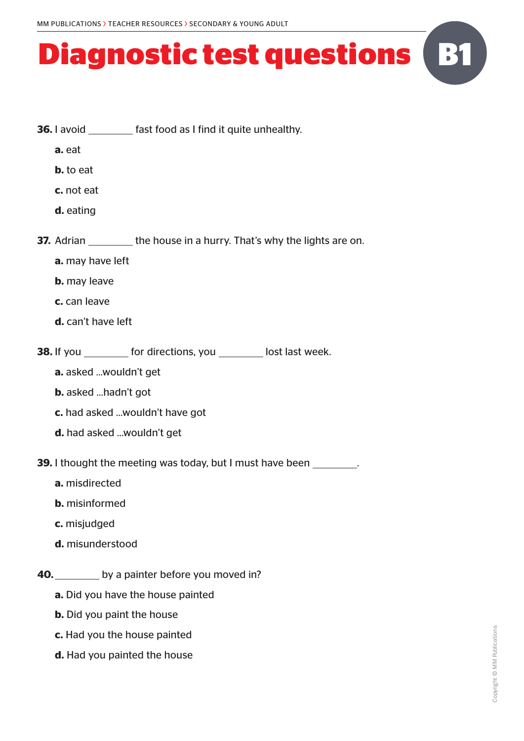# Diagnostic test questions

**B1**

**36.** I avoid ________ fast food as I find it quite unhealthy.

**a.** eat

**b.** to eat

**c.** not eat

**d.** eating

**37.** Adrian ________ the house in a hurry. That's why the lights are on.

**a.** may have left

**b.** may leave

**c.** can leave

**d.** can't have left

**38.** If you ________ for directions, you ________ lost last week.

**a.** asked ...wouldn't get

**b.** asked ...hadn't got

**c.** had asked ...wouldn't have got

**d.** had asked ...wouldn't get

**39.** I thought the meeting was today, but I must have been ________.

**a.** misdirected

**b.** misinformed

**c.** misjudged

**d.** misunderstood

**40.** ________ by a painter before you moved in?

**a.** Did you have the house painted

**b.** Did you paint the house

**c.** Had you the house painted

**d.** Had you painted the house

Copyright © MM Publications